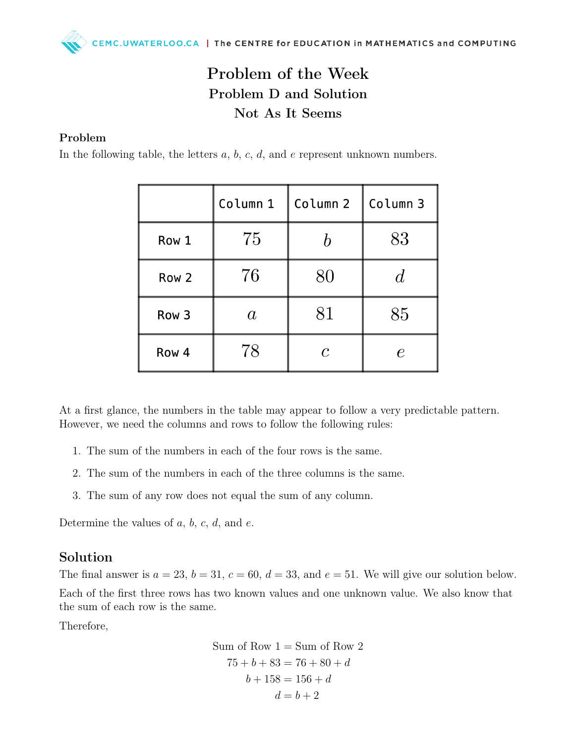# Problem of the Week
## Problem D and Solution
## Not As It Seems

### Problem

In the following table, the letters $a$, $b$, $c$, $d$, and $e$ represent unknown numbers.

| | Column 1 | Column 2 | Column 3 |
|---|---|---|---|
| Row 1 | 75 | $b$ | 83 |
| Row 2 | 76 | 80 | $d$ |
| Row 3 | $a$ | 81 | 85 |
| Row 4 | 78 | $c$ | $e$ |

At a first glance, the numbers in the table may appear to follow a very predictable pattern. However, we need the columns and rows to follow the following rules:

1. The sum of the numbers in each of the four rows is the same.
2. The sum of the numbers in each of the three columns is the same.
3. The sum of any row does not equal the sum of any column.

Determine the values of $a$, $b$, $c$, $d$, and $e$.

## Solution

The final answer is $a = 23$, $b = 31$, $c = 60$, $d = 33$, and $e = 51$. We will give our solution below.

Each of the first three rows has two known values and one unknown value. We also know that the sum of each row is the same.

Therefore,

$$\begin{aligned}
\text{Sum of Row 1} &= \text{Sum of Row 2} \\
75 + b + 83 &= 76 + 80 + d \\
b + 158 &= 156 + d \\
d &= b + 2
\end{aligned}$$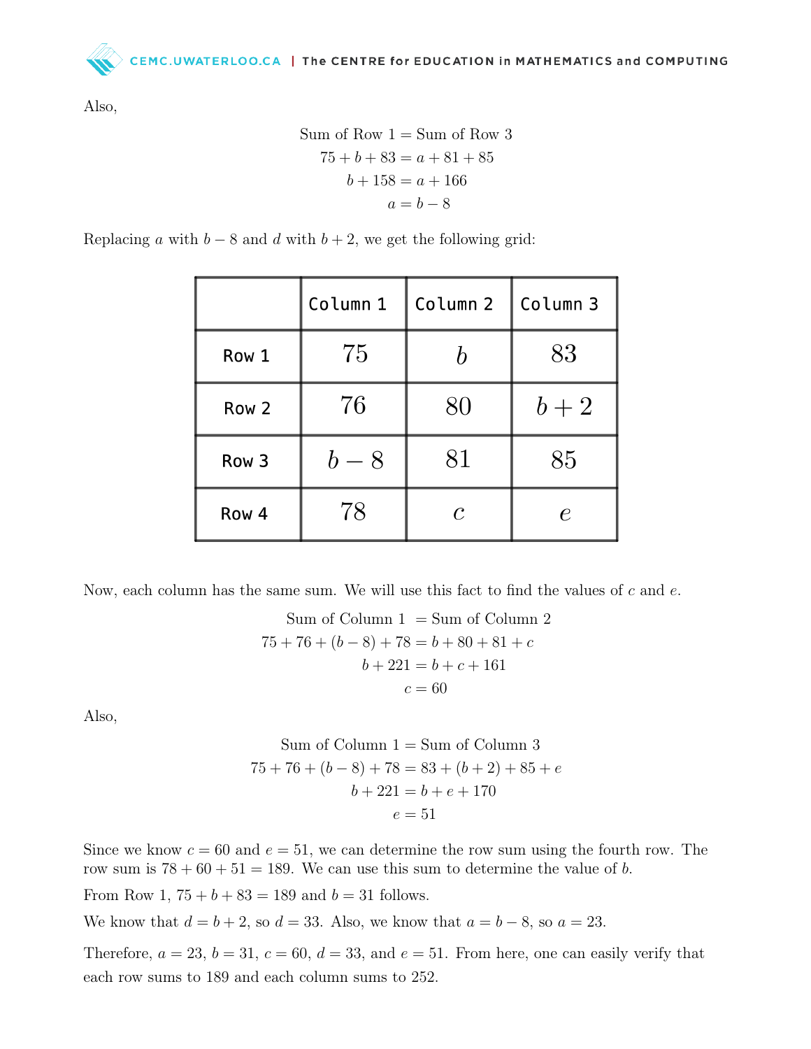Also,

$$
\begin{aligned}
\text{Sum of Row 1} &= \text{Sum of Row 3} \\
75 + b + 83 &= a + 81 + 85 \\
b + 158 &= a + 166 \\
a &= b - 8
\end{aligned}
$$

Replacing $a$ with $b-8$ and $d$ with $b+2$, we get the following grid:

| | Column 1 | Column 2 | Column 3 |
|---|---|---|---|
| Row 1 | $75$ | $b$ | $83$ |
| Row 2 | $76$ | $80$ | $b+2$ |
| Row 3 | $b-8$ | $81$ | $85$ |
| Row 4 | $78$ | $c$ | $e$ |

Now, each column has the same sum. We will use this fact to find the values of $c$ and $e$.

$$
\begin{aligned}
\text{Sum of Column 1} &= \text{Sum of Column 2} \\
75 + 76 + (b-8) + 78 &= b + 80 + 81 + c \\
b + 221 &= b + c + 161 \\
c &= 60
\end{aligned}
$$

Also,

$$
\begin{aligned}
\text{Sum of Column 1} &= \text{Sum of Column 3} \\
75 + 76 + (b-8) + 78 &= 83 + (b+2) + 85 + e \\
b + 221 &= b + e + 170 \\
e &= 51
\end{aligned}
$$

Since we know $c = 60$ and $e = 51$, we can determine the row sum using the fourth row. The row sum is $78 + 60 + 51 = 189$. We can use this sum to determine the value of $b$.

From Row 1, $75 + b + 83 = 189$ and $b = 31$ follows.

We know that $d = b + 2$, so $d = 33$. Also, we know that $a = b - 8$, so $a = 23$.

Therefore, $a = 23$, $b = 31$, $c = 60$, $d = 33$, and $e = 51$. From here, one can easily verify that each row sums to 189 and each column sums to 252.